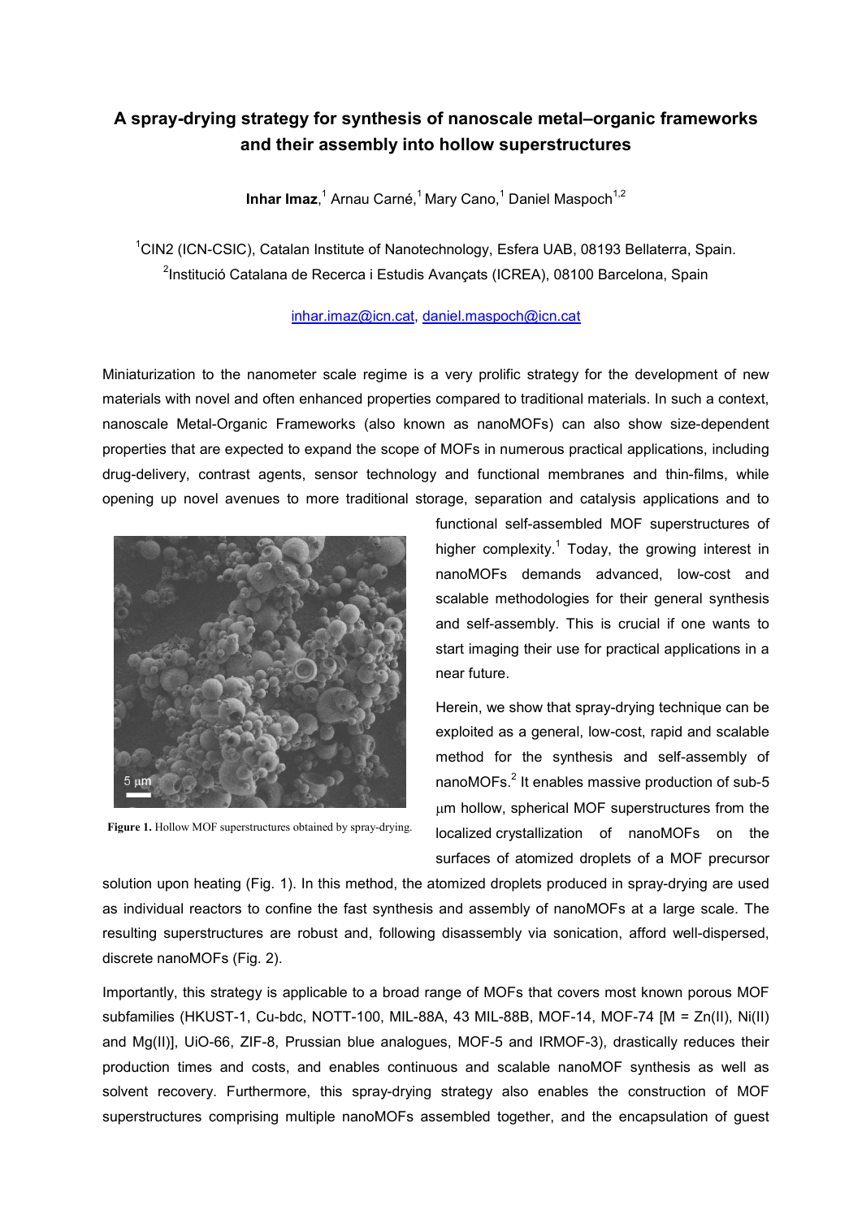# A spray-drying strategy for synthesis of nanoscale metal–organic frameworks and their assembly into hollow superstructures

**Inhar Imaz**,[1] Arnau Carné,[1] Mary Cano,[1] Daniel Maspoch[1,2]

[1]CIN2 (ICN-CSIC), Catalan Institute of Nanotechnology, Esfera UAB, 08193 Bellaterra, Spain.
[2]Institució Catalana de Recerca i Estudis Avançats (ICREA), 08100 Barcelona, Spain

inhar.imaz@icn.cat, daniel.maspoch@icn.cat

Miniaturization to the nanometer scale regime is a very prolific strategy for the development of new materials with novel and often enhanced properties compared to traditional materials. In such a context, nanoscale Metal-Organic Frameworks (also known as nanoMOFs) can also show size-dependent properties that are expected to expand the scope of MOFs in numerous practical applications, including drug-delivery, contrast agents, sensor technology and functional membranes and thin-films, while opening up novel avenues to more traditional storage, separation and catalysis applications and to functional self-assembled MOF superstructures of higher complexity.[1] Today, the growing interest in nanoMOFs demands advanced, low-cost and scalable methodologies for their general synthesis and self-assembly. This is crucial if one wants to start imaging their use for practical applications in a near future.

**Figure 1.** Hollow MOF superstructures obtained by spray-drying.

Herein, we show that spray-drying technique can be exploited as a general, low-cost, rapid and scalable method for the synthesis and self-assembly of nanoMOFs.[2] It enables massive production of sub-5 μm hollow, spherical MOF superstructures from the localized crystallization of nanoMOFs on the surfaces of atomized droplets of a MOF precursor solution upon heating (Fig. 1). In this method, the atomized droplets produced in spray-drying are used as individual reactors to confine the fast synthesis and assembly of nanoMOFs at a large scale. The resulting superstructures are robust and, following disassembly via sonication, afford well-dispersed, discrete nanoMOFs (Fig. 2).

Importantly, this strategy is applicable to a broad range of MOFs that covers most known porous MOF subfamilies (HKUST-1, Cu-bdc, NOTT-100, MIL-88A, 43 MIL-88B, MOF-14, MOF-74 [M = Zn(II), Ni(II) and Mg(II)], UiO-66, ZIF-8, Prussian blue analogues, MOF-5 and IRMOF-3), drastically reduces their production times and costs, and enables continuous and scalable nanoMOF synthesis as well as solvent recovery. Furthermore, this spray-drying strategy also enables the construction of MOF superstructures comprising multiple nanoMOFs assembled together, and the encapsulation of guest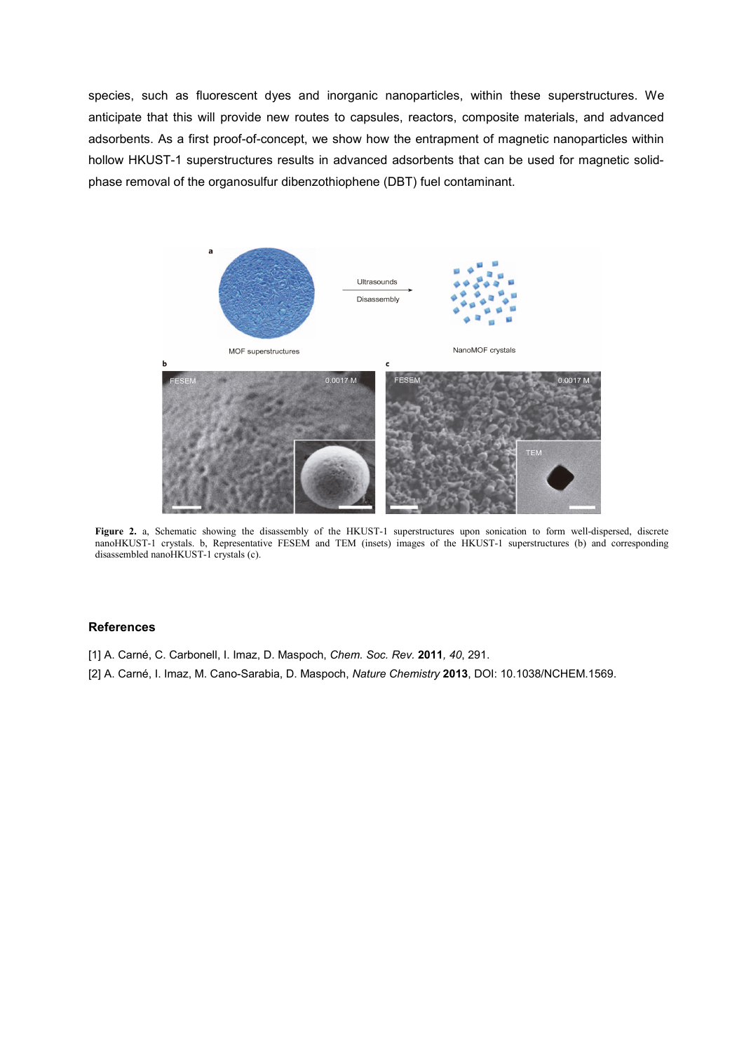species, such as fluorescent dyes and inorganic nanoparticles, within these superstructures. We anticipate that this will provide new routes to capsules, reactors, composite materials, and advanced adsorbents. As a first proof-of-concept, we show how the entrapment of magnetic nanoparticles within hollow HKUST-1 superstructures results in advanced adsorbents that can be used for magnetic solid-phase removal of the organosulfur dibenzothiophene (DBT) fuel contaminant.

a

MOF superstructures

Ultrasounds

Disassembly

NanoMOF crystals

b

FESEM

0.0017 M

c

FESEM

0.0017 M

TEM

**Figure 2.** a, Schematic showing the disassembly of the HKUST-1 superstructures upon sonication to form well-dispersed, discrete nanoHKUST-1 crystals. b, Representative FESEM and TEM (insets) images of the HKUST-1 superstructures (b) and corresponding disassembled nanoHKUST-1 crystals (c).

## References

[1] A. Carné, C. Carbonell, I. Imaz, D. Maspoch, *Chem. Soc. Rev.* **2011**, *40*, 291.

[2] A. Carné, I. Imaz, M. Cano-Sarabia, D. Maspoch, *Nature Chemistry* **2013**, DOI: 10.1038/NCHEM.1569.